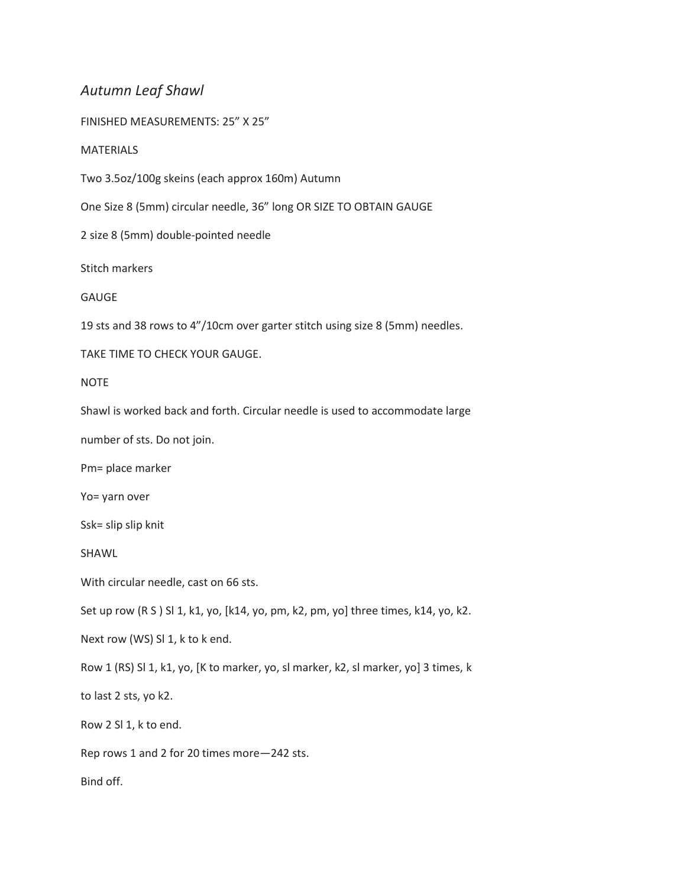*Autumn Leaf Shawl*

FINISHED MEASUREMENTS: 25” X 25”

MATERIALS

Two 3.5oz/100g skeins (each approx 160m) Autumn

One Size 8 (5mm) circular needle, 36” long OR SIZE TO OBTAIN GAUGE

2 size 8 (5mm) double-pointed needle

Stitch markers

GAUGE

19 sts and 38 rows to 4”/10cm over garter stitch using size 8 (5mm) needles.

TAKE TIME TO CHECK YOUR GAUGE.

NOTE

Shawl is worked back and forth. Circular needle is used to accommodate large number of sts. Do not join.

Pm= place marker

Yo= yarn over

Ssk= slip slip knit

SHAWL

With circular needle, cast on 66 sts.

Set up row (R S ) Sl 1, k1, yo, [k14, yo, pm, k2, pm, yo] three times, k14, yo, k2.

Next row (WS) Sl 1, k to k end.

Row 1 (RS) Sl 1, k1, yo, [K to marker, yo, sl marker, k2, sl marker, yo] 3 times, k to last 2 sts, yo k2.

Row 2 Sl 1, k to end.

Rep rows 1 and 2 for 20 times more—242 sts.

Bind off.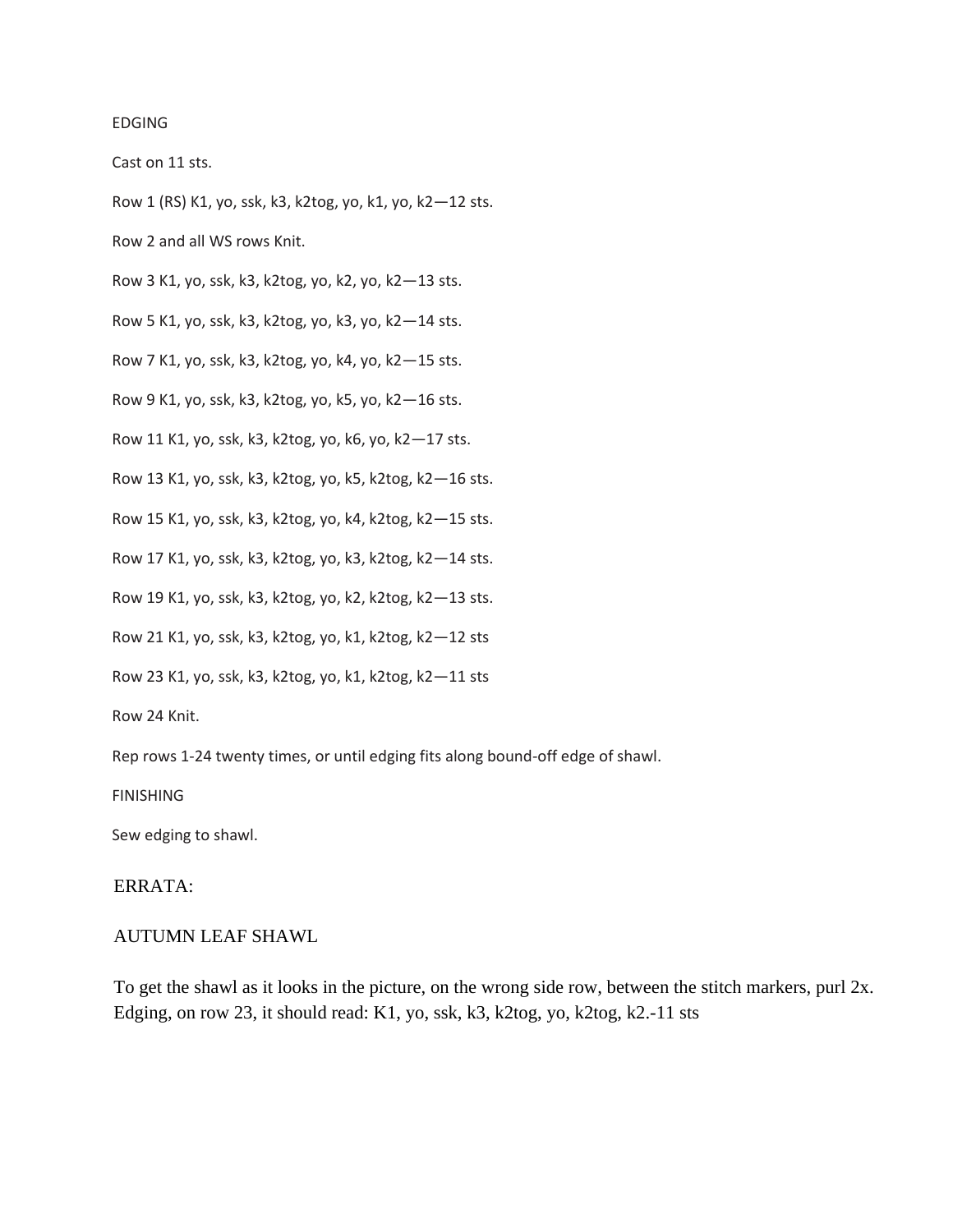## EDGING

Cast on 11 sts.

Row 1 (RS) K1, yo, ssk, k3, k2tog, yo, k1, yo, k2—12 sts.

Row 2 and all WS rows Knit.

Row 3 K1, yo, ssk, k3, k2tog, yo, k2, yo, k2—13 sts.

Row 5 K1, yo, ssk, k3, k2tog, yo, k3, yo, k2—14 sts.

Row 7 K1, yo, ssk, k3, k2tog, yo, k4, yo, k2—15 sts.

Row 9 K1, yo, ssk, k3, k2tog, yo, k5, yo, k2—16 sts.

Row 11 K1, yo, ssk, k3, k2tog, yo, k6, yo, k2—17 sts.

Row 13 K1, yo, ssk, k3, k2tog, yo, k5, k2tog, k2—16 sts.

Row 15 K1, yo, ssk, k3, k2tog, yo, k4, k2tog, k2—15 sts.

Row 17 K1, yo, ssk, k3, k2tog, yo, k3, k2tog, k2—14 sts.

Row 19 K1, yo, ssk, k3, k2tog, yo, k2, k2tog, k2—13 sts.

Row 21 K1, yo, ssk, k3, k2tog, yo, k1, k2tog, k2—12 sts

Row 23 K1, yo, ssk, k3, k2tog, yo, k1, k2tog, k2—11 sts

Row 24 Knit.

Rep rows 1-24 twenty times, or until edging fits along bound-off edge of shawl.

## FINISHING

Sew edging to shawl.

## ERRATA:

### AUTUMN LEAF SHAWL

To get the shawl as it looks in the picture, on the wrong side row, between the stitch markers, purl 2x.
Edging, on row 23, it should read: K1, yo, ssk, k3, k2tog, yo, k2tog, k2.-11 sts